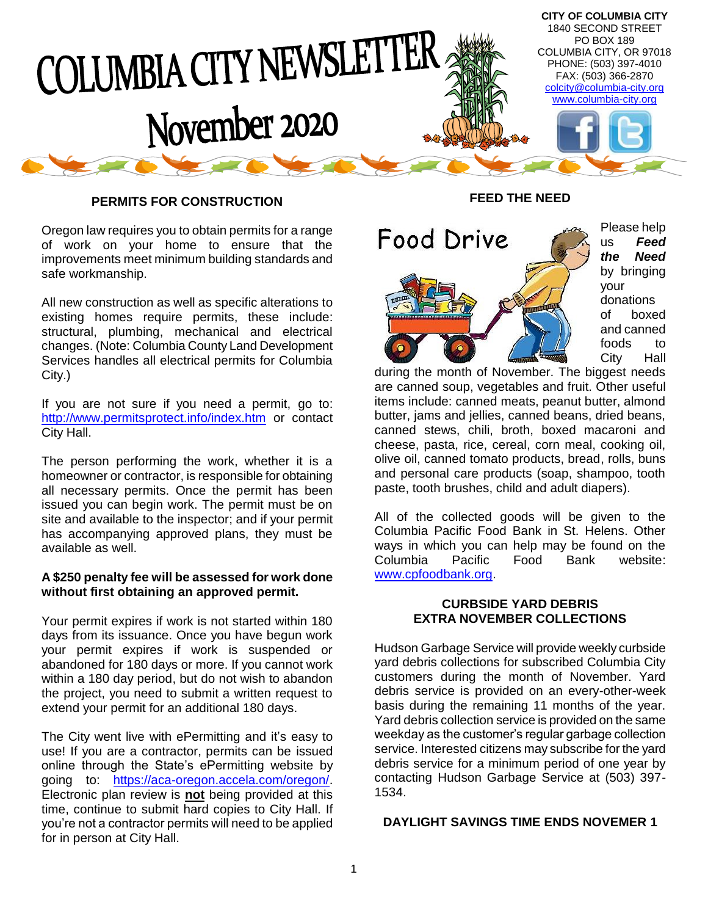# COLUMBIA CITY NEWSLETTER

## November 2020

**CITY OF COLUMBIA CITY**
1840 SECOND STREET
PO BOX 189
COLUMBIA CITY, OR 97018
PHONE: (503) 397-4010
FAX: (503) 366-2870
colcity@columbia-city.org
www.columbia-city.org

### PERMITS FOR CONSTRUCTION

Oregon law requires you to obtain permits for a range of work on your home to ensure that the improvements meet minimum building standards and safe workmanship.

All new construction as well as specific alterations to existing homes require permits, these include: structural, plumbing, mechanical and electrical changes. (Note: Columbia County Land Development Services handles all electrical permits for Columbia City.)

If you are not sure if you need a permit, go to: http://www.permitsprotect.info/index.htm or contact City Hall.

The person performing the work, whether it is a homeowner or contractor, is responsible for obtaining all necessary permits. Once the permit has been issued you can begin work. The permit must be on site and available to the inspector; and if your permit has accompanying approved plans, they must be available as well.

**A $250 penalty fee will be assessed for work done without first obtaining an approved permit.**

Your permit expires if work is not started within 180 days from its issuance. Once you have begun work your permit expires if work is suspended or abandoned for 180 days or more. If you cannot work within a 180 day period, but do not wish to abandon the project, you need to submit a written request to extend your permit for an additional 180 days.

The City went live with ePermitting and it's easy to use! If you are a contractor, permits can be issued online through the State's ePermitting website by going to: https://aca-oregon.accela.com/oregon/. Electronic plan review is **not** being provided at this time, continue to submit hard copies to City Hall. If you're not a contractor permits will need to be applied for in person at City Hall.

### FEED THE NEED

Food Drive

Please help us ***Feed the Need*** by bringing your donations of boxed and canned foods to City Hall during the month of November. The biggest needs are canned soup, vegetables and fruit. Other useful items include: canned meats, peanut butter, almond butter, jams and jellies, canned beans, dried beans, canned stews, chili, broth, boxed macaroni and cheese, pasta, rice, cereal, corn meal, cooking oil, olive oil, canned tomato products, bread, rolls, buns and personal care products (soap, shampoo, tooth paste, tooth brushes, child and adult diapers).

All of the collected goods will be given to the Columbia Pacific Food Bank in St. Helens. Other ways in which you can help may be found on the Columbia Pacific Food Bank website: www.cpfoodbank.org.

### CURBSIDE YARD DEBRIS EXTRA NOVEMBER COLLECTIONS

Hudson Garbage Service will provide weekly curbside yard debris collections for subscribed Columbia City customers during the month of November. Yard debris service is provided on an every-other-week basis during the remaining 11 months of the year. Yard debris collection service is provided on the same weekday as the customer's regular garbage collection service. Interested citizens may subscribe for the yard debris service for a minimum period of one year by contacting Hudson Garbage Service at (503) 397-1534.

### DAYLIGHT SAVINGS TIME ENDS NOVEMER 1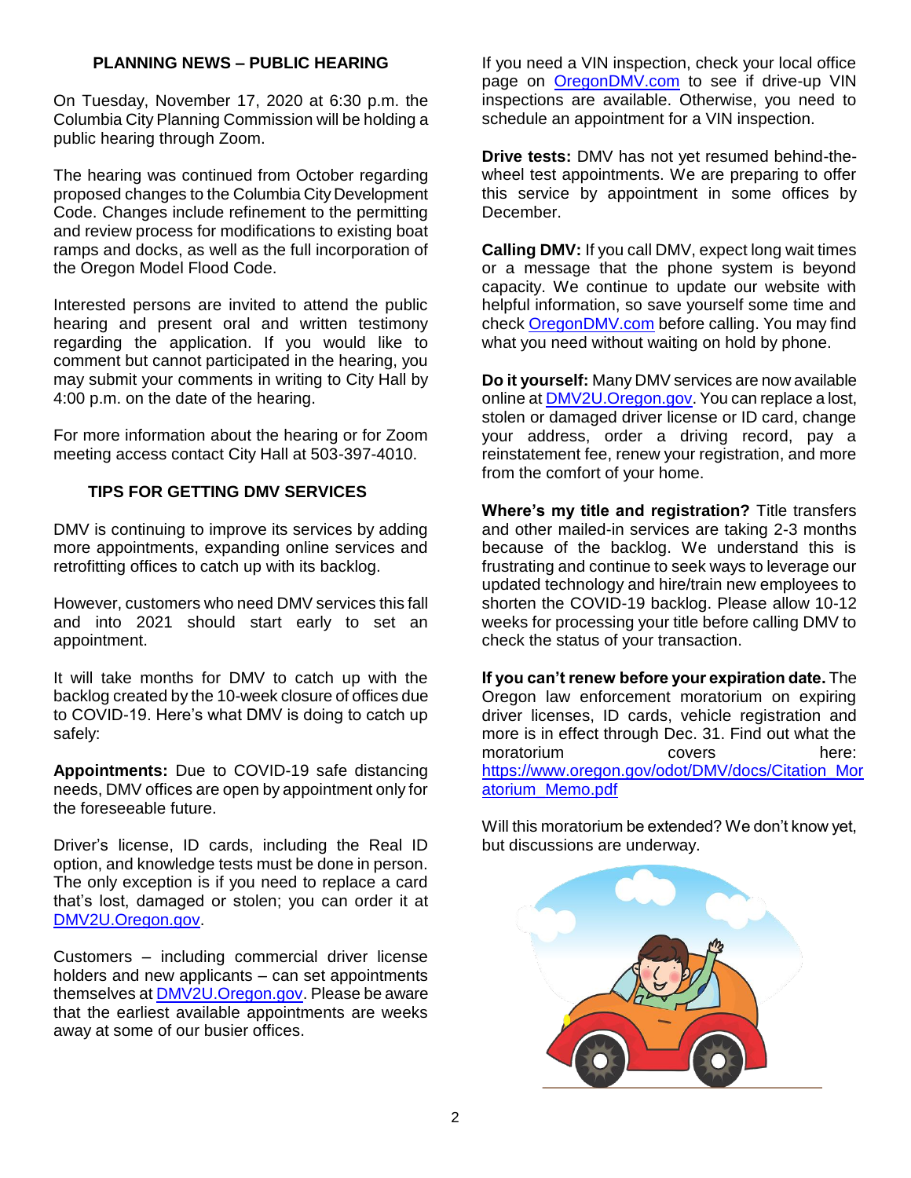## PLANNING NEWS – PUBLIC HEARING

On Tuesday, November 17, 2020 at 6:30 p.m. the Columbia City Planning Commission will be holding a public hearing through Zoom.

The hearing was continued from October regarding proposed changes to the Columbia City Development Code. Changes include refinement to the permitting and review process for modifications to existing boat ramps and docks, as well as the full incorporation of the Oregon Model Flood Code.

Interested persons are invited to attend the public hearing and present oral and written testimony regarding the application. If you would like to comment but cannot participated in the hearing, you may submit your comments in writing to City Hall by 4:00 p.m. on the date of the hearing.

For more information about the hearing or for Zoom meeting access contact City Hall at 503-397-4010.

## TIPS FOR GETTING DMV SERVICES

DMV is continuing to improve its services by adding more appointments, expanding online services and retrofitting offices to catch up with its backlog.

However, customers who need DMV services this fall and into 2021 should start early to set an appointment.

It will take months for DMV to catch up with the backlog created by the 10-week closure of offices due to COVID-19. Here's what DMV is doing to catch up safely:

**Appointments:** Due to COVID-19 safe distancing needs, DMV offices are open by appointment only for the foreseeable future.

Driver's license, ID cards, including the Real ID option, and knowledge tests must be done in person. The only exception is if you need to replace a card that's lost, damaged or stolen; you can order it at DMV2U.Oregon.gov.

Customers – including commercial driver license holders and new applicants – can set appointments themselves at DMV2U.Oregon.gov. Please be aware that the earliest available appointments are weeks away at some of our busier offices.

If you need a VIN inspection, check your local office page on OregonDMV.com to see if drive-up VIN inspections are available. Otherwise, you need to schedule an appointment for a VIN inspection.

**Drive tests:** DMV has not yet resumed behind-the-wheel test appointments. We are preparing to offer this service by appointment in some offices by December.

**Calling DMV:** If you call DMV, expect long wait times or a message that the phone system is beyond capacity. We continue to update our website with helpful information, so save yourself some time and check OregonDMV.com before calling. You may find what you need without waiting on hold by phone.

**Do it yourself:** Many DMV services are now available online at DMV2U.Oregon.gov. You can replace a lost, stolen or damaged driver license or ID card, change your address, order a driving record, pay a reinstatement fee, renew your registration, and more from the comfort of your home.

**Where's my title and registration?** Title transfers and other mailed-in services are taking 2-3 months because of the backlog. We understand this is frustrating and continue to seek ways to leverage our updated technology and hire/train new employees to shorten the COVID-19 backlog. Please allow 10-12 weeks for processing your title before calling DMV to check the status of your transaction.

**If you can't renew before your expiration date.** The Oregon law enforcement moratorium on expiring driver licenses, ID cards, vehicle registration and more is in effect through Dec. 31. Find out what the moratorium covers here: https://www.oregon.gov/odot/DMV/docs/Citation_Moratorium_Memo.pdf

Will this moratorium be extended? We don't know yet, but discussions are underway.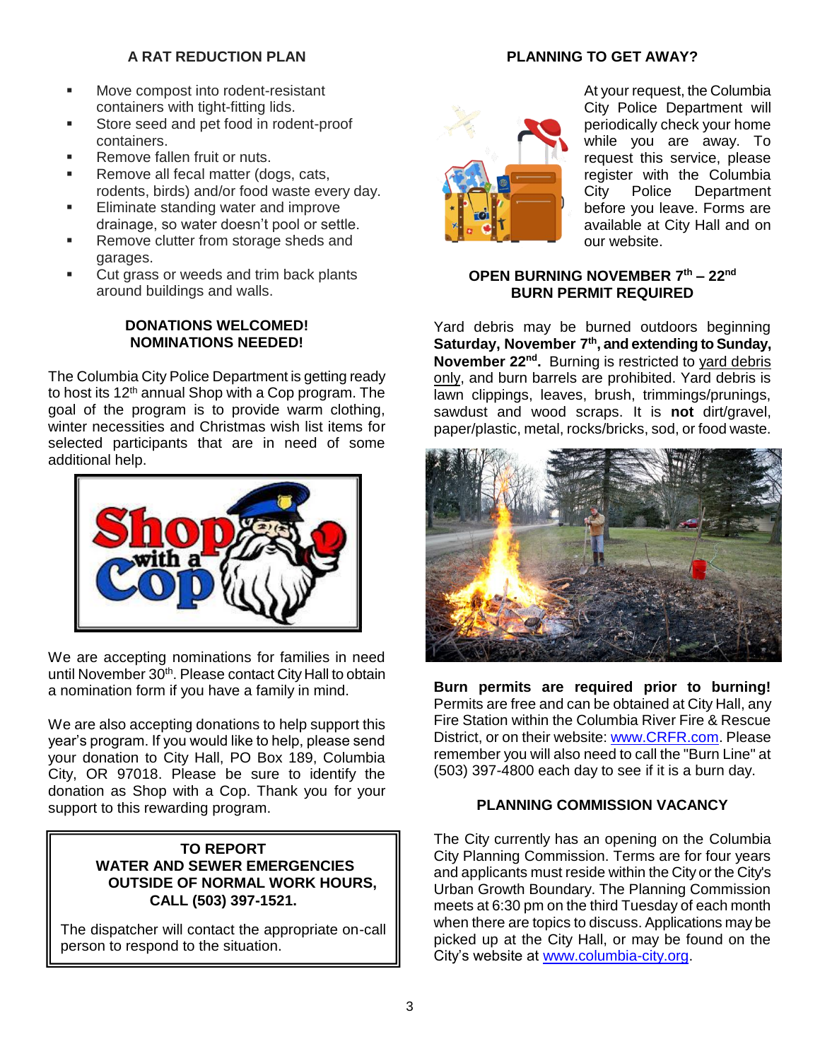## A RAT REDUCTION PLAN

- Move compost into rodent-resistant containers with tight-fitting lids.
- Store seed and pet food in rodent-proof containers.
- Remove fallen fruit or nuts.
- Remove all fecal matter (dogs, cats, rodents, birds) and/or food waste every day.
- Eliminate standing water and improve drainage, so water doesn't pool or settle.
- Remove clutter from storage sheds and garages.
- Cut grass or weeds and trim back plants around buildings and walls.

## DONATIONS WELCOMED! NOMINATIONS NEEDED!

The Columbia City Police Department is getting ready to host its 12th annual Shop with a Cop program. The goal of the program is to provide warm clothing, winter necessities and Christmas wish list items for selected participants that are in need of some additional help.

We are accepting nominations for families in need until November 30th. Please contact City Hall to obtain a nomination form if you have a family in mind.

We are also accepting donations to help support this year's program. If you would like to help, please send your donation to City Hall, PO Box 189, Columbia City, OR 97018. Please be sure to identify the donation as Shop with a Cop. Thank you for your support to this rewarding program.

**TO REPORT WATER AND SEWER EMERGENCIES OUTSIDE OF NORMAL WORK HOURS, CALL (503) 397-1521.**

The dispatcher will contact the appropriate on-call person to respond to the situation.

## PLANNING TO GET AWAY?

At your request, the Columbia City Police Department will periodically check your home while you are away. To request this service, please register with the Columbia City Police Department before you leave. Forms are available at City Hall and on our website.

## OPEN BURNING NOVEMBER 7th – 22nd BURN PERMIT REQUIRED

Yard debris may be burned outdoors beginning **Saturday, November 7th, and extending to Sunday, November 22nd.** Burning is restricted to yard debris only, and burn barrels are prohibited. Yard debris is lawn clippings, leaves, brush, trimmings/prunings, sawdust and wood scraps. It is **not** dirt/gravel, paper/plastic, metal, rocks/bricks, sod, or food waste.

**Burn permits are required prior to burning!** Permits are free and can be obtained at City Hall, any Fire Station within the Columbia River Fire & Rescue District, or on their website: www.CRFR.com. Please remember you will also need to call the "Burn Line" at (503) 397-4800 each day to see if it is a burn day.

## PLANNING COMMISSION VACANCY

The City currently has an opening on the Columbia City Planning Commission. Terms are for four years and applicants must reside within the City or the City's Urban Growth Boundary. The Planning Commission meets at 6:30 pm on the third Tuesday of each month when there are topics to discuss. Applications may be picked up at the City Hall, or may be found on the City's website at www.columbia-city.org.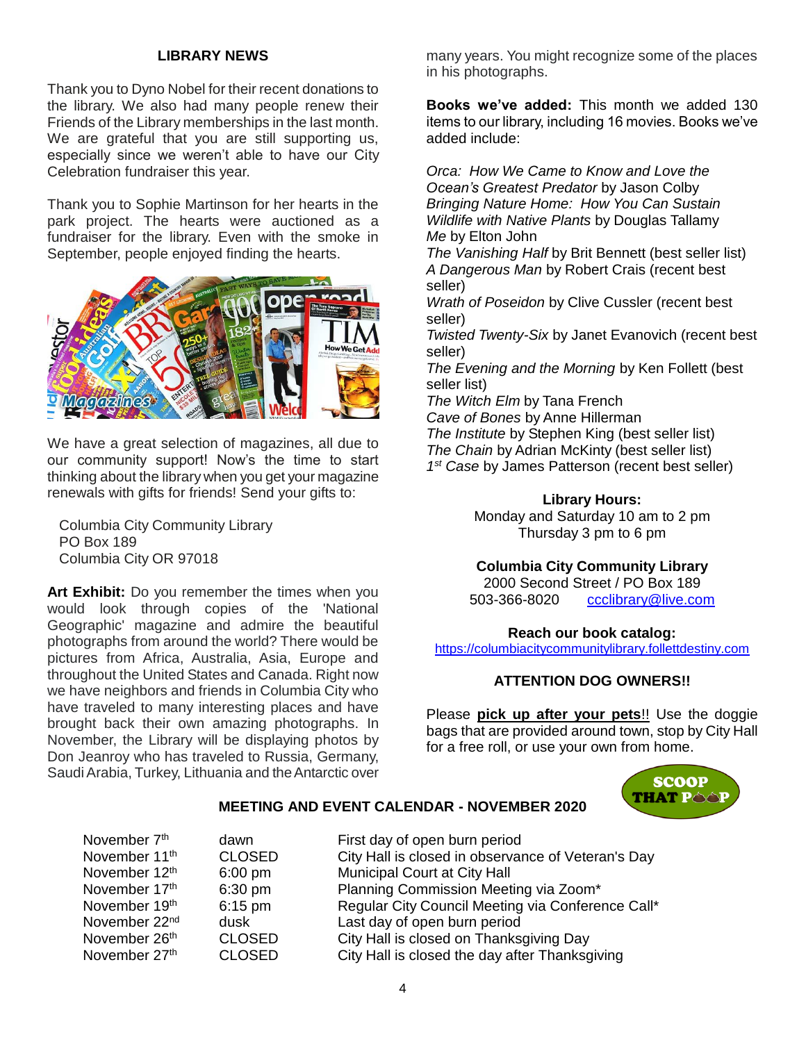## LIBRARY NEWS

Thank you to Dyno Nobel for their recent donations to the library. We also had many people renew their Friends of the Library memberships in the last month. We are grateful that you are still supporting us, especially since we weren't able to have our City Celebration fundraiser this year.

Thank you to Sophie Martinson for her hearts in the park project. The hearts were auctioned as a fundraiser for the library. Even with the smoke in September, people enjoyed finding the hearts.

We have a great selection of magazines, all due to our community support! Now's the time to start thinking about the library when you get your magazine renewals with gifts for friends! Send your gifts to:

Columbia City Community Library
PO Box 189
Columbia City OR 97018

**Art Exhibit:** Do you remember the times when you would look through copies of the 'National Geographic' magazine and admire the beautiful photographs from around the world? There would be pictures from Africa, Australia, Asia, Europe and throughout the United States and Canada. Right now we have neighbors and friends in Columbia City who have traveled to many interesting places and have brought back their own amazing photographs. In November, the Library will be displaying photos by Don Jeanroy who has traveled to Russia, Germany, Saudi Arabia, Turkey, Lithuania and the Antarctic over many years. You might recognize some of the places in his photographs.

**Books we've added:** This month we added 130 items to our library, including 16 movies. Books we've added include:

*Orca: How We Came to Know and Love the Ocean's Greatest Predator* by Jason Colby
*Bringing Nature Home: How You Can Sustain Wildlife with Native Plants* by Douglas Tallamy
*Me* by Elton John
*The Vanishing Half* by Brit Bennett (best seller list)
*A Dangerous Man* by Robert Crais (recent best seller)
*Wrath of Poseidon* by Clive Cussler (recent best seller)
*Twisted Twenty-Six* by Janet Evanovich (recent best seller)
*The Evening and the Morning* by Ken Follett (best seller list)
*The Witch Elm* by Tana French
*Cave of Bones* by Anne Hillerman
*The Institute* by Stephen King (best seller list)
*The Chain* by Adrian McKinty (best seller list)
*1st Case* by James Patterson (recent best seller)

**Library Hours:**
Monday and Saturday 10 am to 2 pm
Thursday 3 pm to 6 pm

**Columbia City Community Library**
2000 Second Street / PO Box 189
503-366-8020 ccclibrary@live.com

**Reach our book catalog:**
https://columbiacitycommunitylibrary.follettdestiny.com

## ATTENTION DOG OWNERS!!

Please **pick up after your pets**!! Use the doggie bags that are provided around town, stop by City Hall for a free roll, or use your own from home.

SCOOP THAT POOP

## MEETING AND EVENT CALENDAR - NOVEMBER 2020

| | | |
|---|---|---|
| November 7th | dawn | First day of open burn period |
| November 11th | CLOSED | City Hall is closed in observance of Veteran's Day |
| November 12th | 6:00 pm | Municipal Court at City Hall |
| November 17th | 6:30 pm | Planning Commission Meeting via Zoom* |
| November 19th | 6:15 pm | Regular City Council Meeting via Conference Call* |
| November 22nd | dusk | Last day of open burn period |
| November 26th | CLOSED | City Hall is closed on Thanksgiving Day |
| November 27th | CLOSED | City Hall is closed the day after Thanksgiving |